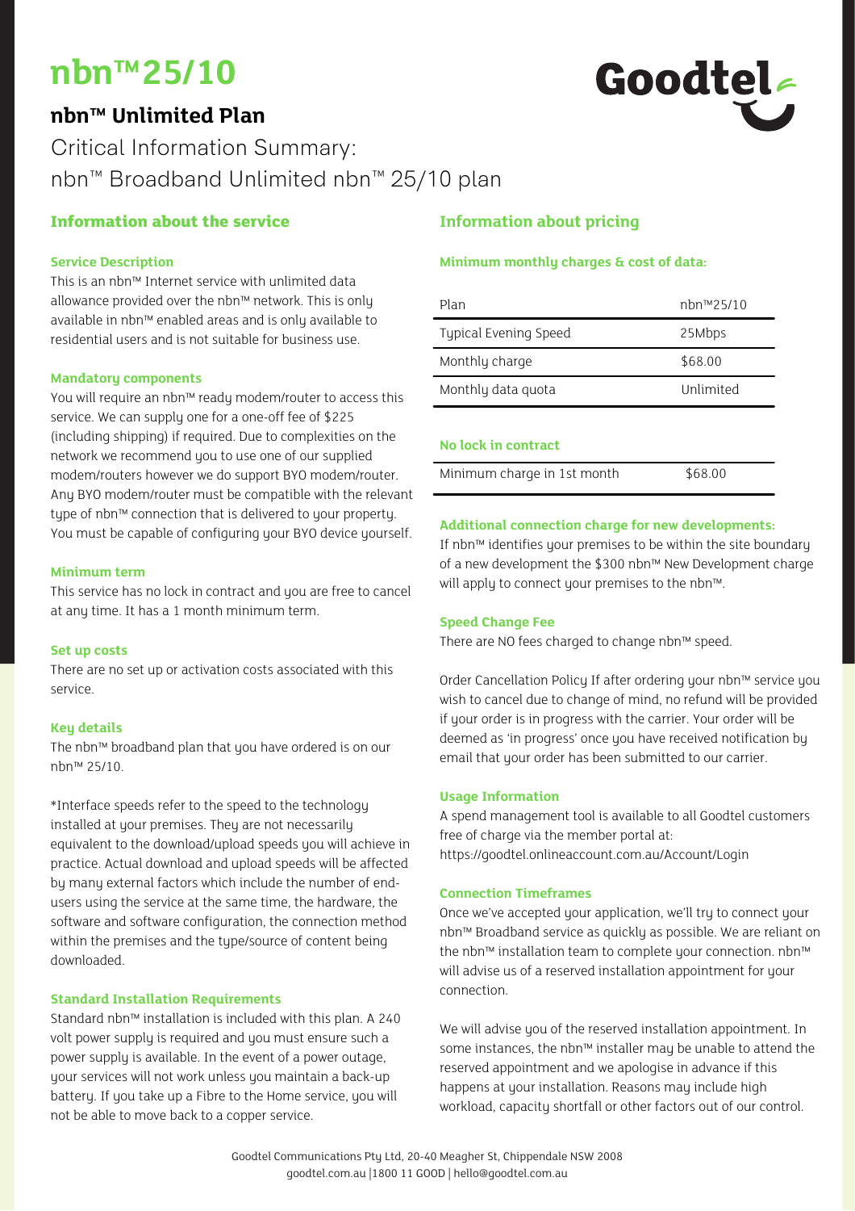# nbn™ 25/10

## nbn™ Unlimited Plan

Critical Information Summary:
nbn™ Broadband Unlimited nbn™ 25/10 plan

## Information about the service

### Service Description

This is an nbn™ Internet service with unlimited data allowance provided over the nbn™ network. This is only available in nbn™ enabled areas and is only available to residential users and is not suitable for business use.

### Mandatory components

You will require an nbn™ ready modem/router to access this service. We can supply one for a one-off fee of $225 (including shipping) if required. Due to complexities on the network we recommend you to use one of our supplied modem/routers however we do support BYO modem/router. Any BYO modem/router must be compatible with the relevant type of nbn™ connection that is delivered to your property. You must be capable of configuring your BYO device yourself.

### Minimum term

This service has no lock in contract and you are free to cancel at any time. It has a 1 month minimum term.

### Set up costs

There are no set up or activation costs associated with this service.

### Key details

The nbn™ broadband plan that you have ordered is on our nbn™ 25/10.

*Interface speeds refer to the speed to the technology installed at your premises. They are not necessarily equivalent to the download/upload speeds you will achieve in practice. Actual download and upload speeds will be affected by many external factors which include the number of end-users using the service at the same time, the hardware, the software and software configuration, the connection method within the premises and the type/source of content being downloaded.

### Standard Installation Requirements

Standard nbn™ installation is included with this plan. A 240 volt power supply is required and you must ensure such a power supply is available. In the event of a power outage, your services will not work unless you maintain a back-up battery. If you take up a Fibre to the Home service, you will not be able to move back to a copper service.

## Information about pricing

### Minimum monthly charges & cost of data:

| Plan | nbn™25/10 |
|---|---|
| Typical Evening Speed | 25Mbps |
| Monthly charge | $68.00 |
| Monthly data quota | Unlimited |

### No lock in contract

| Minimum charge in 1st month | $68.00 |
|---|---|

### Additional connection charge for new developments:

If nbn™ identifies your premises to be within the site boundary of a new development the $300 nbn™ New Development charge will apply to connect your premises to the nbn™.

### Speed Change Fee

There are NO fees charged to change nbn™ speed.

Order Cancellation Policy If after ordering your nbn™ service you wish to cancel due to change of mind, no refund will be provided if your order is in progress with the carrier. Your order will be deemed as 'in progress' once you have received notification by email that your order has been submitted to our carrier.

### Usage Information

A spend management tool is available to all Goodtel customers free of charge via the member portal at: https://goodtel.onlineaccount.com.au/Account/Login

### Connection Timeframes

Once we've accepted your application, we'll try to connect your nbn™ Broadband service as quickly as possible. We are reliant on the nbn™ installation team to complete your connection. nbn™ will advise us of a reserved installation appointment for your connection.

We will advise you of the reserved installation appointment. In some instances, the nbn™ installer may be unable to attend the reserved appointment and we apologise in advance if this happens at your installation. Reasons may include high workload, capacity shortfall or other factors out of our control.

Goodtel Communications Pty Ltd, 20-40 Meagher St, Chippendale NSW 2008
goodtel.com.au |1800 11 GOOD | hello@goodtel.com.au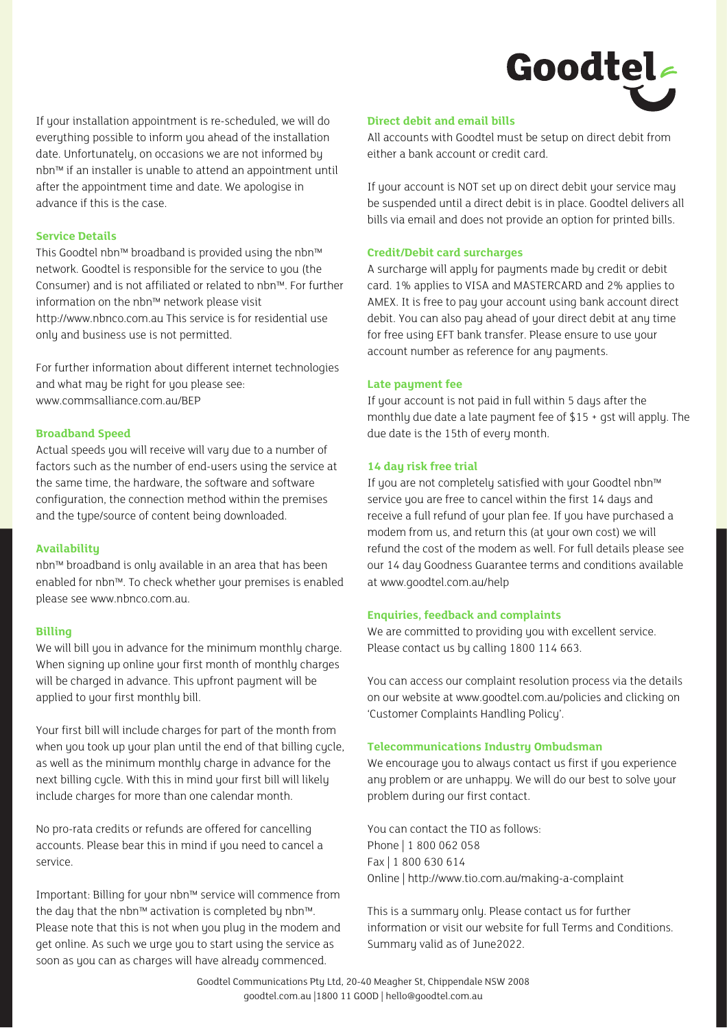If your installation appointment is re-scheduled, we will do everything possible to inform you ahead of the installation date. Unfortunately, on occasions we are not informed by nbn™ if an installer is unable to attend an appointment until after the appointment time and date. We apologise in advance if this is the case.

### Service Details

This Goodtel nbn™ broadband is provided using the nbn™ network. Goodtel is responsible for the service to you (the Consumer) and is not affiliated or related to nbn™. For further information on the nbn™ network please visit http://www.nbnco.com.au This service is for residential use only and business use is not permitted.

For further information about different internet technologies and what may be right for you please see: www.commsalliance.com.au/BEP

### Broadband Speed

Actual speeds you will receive will vary due to a number of factors such as the number of end-users using the service at the same time, the hardware, the software and software configuration, the connection method within the premises and the type/source of content being downloaded.

### Availability

nbn™ broadband is only available in an area that has been enabled for nbn™. To check whether your premises is enabled please see www.nbnco.com.au.

### Billing

We will bill you in advance for the minimum monthly charge. When signing up online your first month of monthly charges will be charged in advance. This upfront payment will be applied to your first monthly bill.

Your first bill will include charges for part of the month from when you took up your plan until the end of that billing cycle, as well as the minimum monthly charge in advance for the next billing cycle. With this in mind your first bill will likely include charges for more than one calendar month.

No pro-rata credits or refunds are offered for cancelling accounts. Please bear this in mind if you need to cancel a service.

Important: Billing for your nbn™ service will commence from the day that the nbn™ activation is completed by nbn™. Please note that this is not when you plug in the modem and get online. As such we urge you to start using the service as soon as you can as charges will have already commenced.

### Direct debit and email bills

All accounts with Goodtel must be setup on direct debit from either a bank account or credit card.

If your account is NOT set up on direct debit your service may be suspended until a direct debit is in place. Goodtel delivers all bills via email and does not provide an option for printed bills.

### Credit/Debit card surcharges

A surcharge will apply for payments made by credit or debit card. 1% applies to VISA and MASTERCARD and 2% applies to AMEX. It is free to pay your account using bank account direct debit. You can also pay ahead of your direct debit at any time for free using EFT bank transfer. Please ensure to use your account number as reference for any payments.

### Late payment fee

If your account is not paid in full within 5 days after the monthly due date a late payment fee of $15 + gst will apply. The due date is the 15th of every month.

### 14 day risk free trial

If you are not completely satisfied with your Goodtel nbn™ service you are free to cancel within the first 14 days and receive a full refund of your plan fee. If you have purchased a modem from us, and return this (at your own cost) we will refund the cost of the modem as well. For full details please see our 14 day Goodness Guarantee terms and conditions available at www.goodtel.com.au/help

### Enquiries, feedback and complaints

We are committed to providing you with excellent service. Please contact us by calling 1800 114 663.

You can access our complaint resolution process via the details on our website at www.goodtel.com.au/policies and clicking on 'Customer Complaints Handling Policy'.

### Telecommunications Industry Ombudsman

We encourage you to always contact us first if you experience any problem or are unhappy. We will do our best to solve your problem during our first contact.

You can contact the TIO as follows:
Phone | 1 800 062 058
Fax | 1 800 630 614
Online | http://www.tio.com.au/making-a-complaint

This is a summary only. Please contact us for further information or visit our website for full Terms and Conditions. Summary valid as of June2022.

Goodtel Communications Pty Ltd, 20-40 Meagher St, Chippendale NSW 2008
goodtel.com.au |1800 11 GOOD | hello@goodtel.com.au